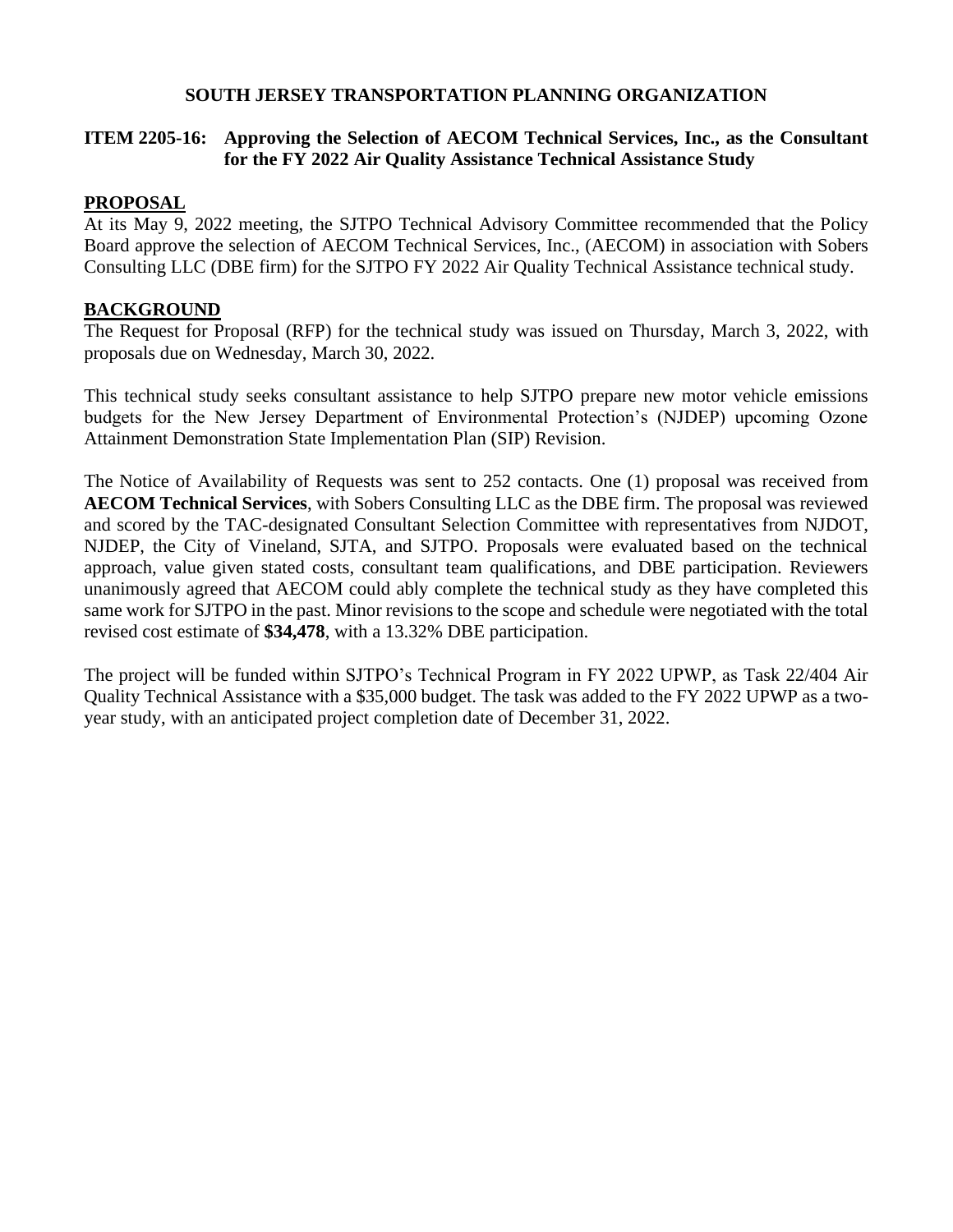# SOUTH JERSEY TRANSPORTATION PLANNING ORGANIZATION

## ITEM 2205-16: Approving the Selection of AECOM Technical Services, Inc., as the Consultant for the FY 2022 Air Quality Assistance Technical Assistance Study

### PROPOSAL

At its May 9, 2022 meeting, the SJTPO Technical Advisory Committee recommended that the Policy Board approve the selection of AECOM Technical Services, Inc., (AECOM) in association with Sobers Consulting LLC (DBE firm) for the SJTPO FY 2022 Air Quality Technical Assistance technical study.

### BACKGROUND

The Request for Proposal (RFP) for the technical study was issued on Thursday, March 3, 2022, with proposals due on Wednesday, March 30, 2022.

This technical study seeks consultant assistance to help SJTPO prepare new motor vehicle emissions budgets for the New Jersey Department of Environmental Protection's (NJDEP) upcoming Ozone Attainment Demonstration State Implementation Plan (SIP) Revision.

The Notice of Availability of Requests was sent to 252 contacts. One (1) proposal was received from **AECOM Technical Services**, with Sobers Consulting LLC as the DBE firm. The proposal was reviewed and scored by the TAC-designated Consultant Selection Committee with representatives from NJDOT, NJDEP, the City of Vineland, SJTA, and SJTPO. Proposals were evaluated based on the technical approach, value given stated costs, consultant team qualifications, and DBE participation. Reviewers unanimously agreed that AECOM could ably complete the technical study as they have completed this same work for SJTPO in the past. Minor revisions to the scope and schedule were negotiated with the total revised cost estimate of **$34,478**, with a 13.32% DBE participation.

The project will be funded within SJTPO's Technical Program in FY 2022 UPWP, as Task 22/404 Air Quality Technical Assistance with a $35,000 budget. The task was added to the FY 2022 UPWP as a two-year study, with an anticipated project completion date of December 31, 2022.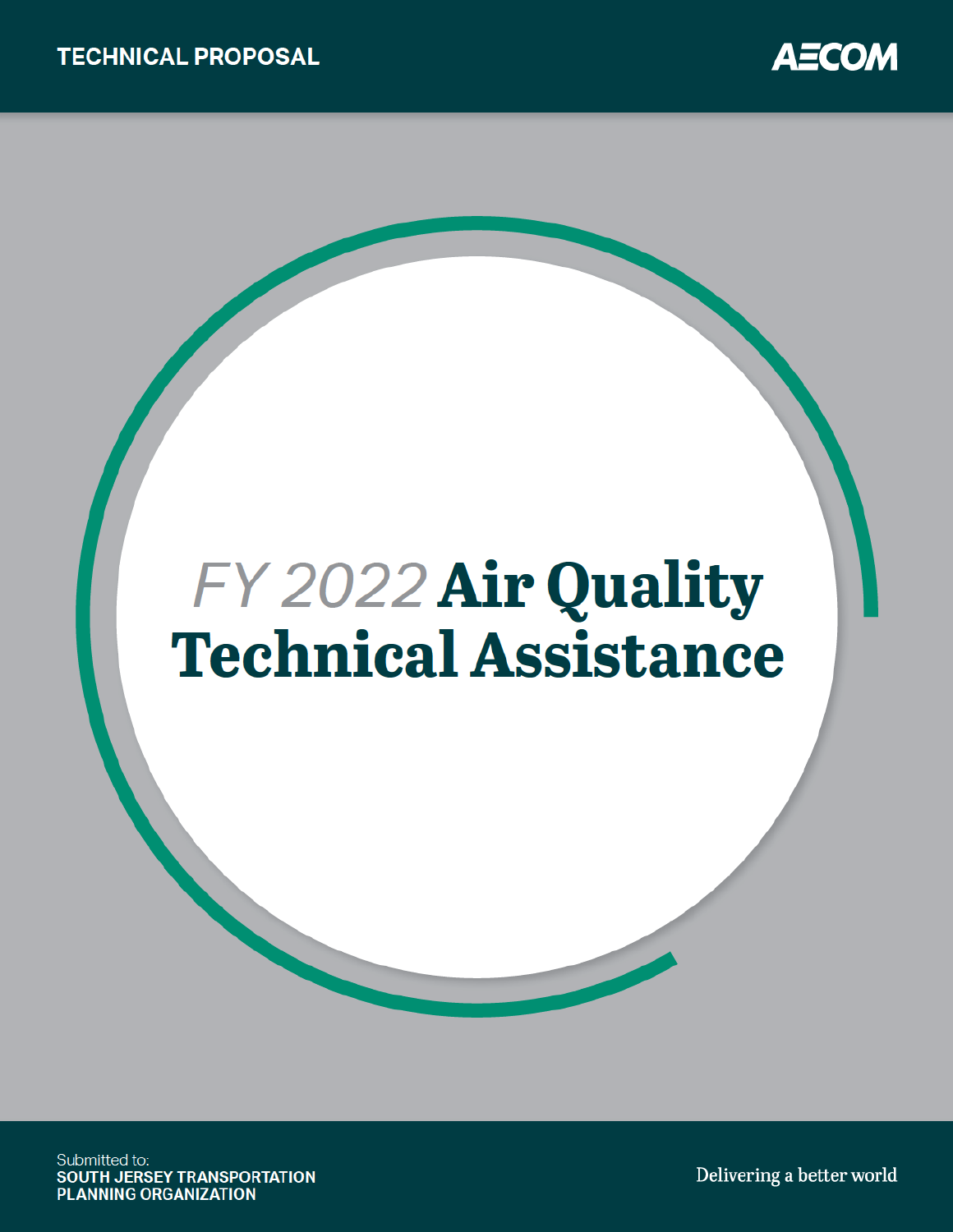TECHNICAL PROPOSAL

AECOM

# *FY 2022* Air Quality Technical Assistance

Submitted to:
**SOUTH JERSEY TRANSPORTATION PLANNING ORGANIZATION**

Delivering a better world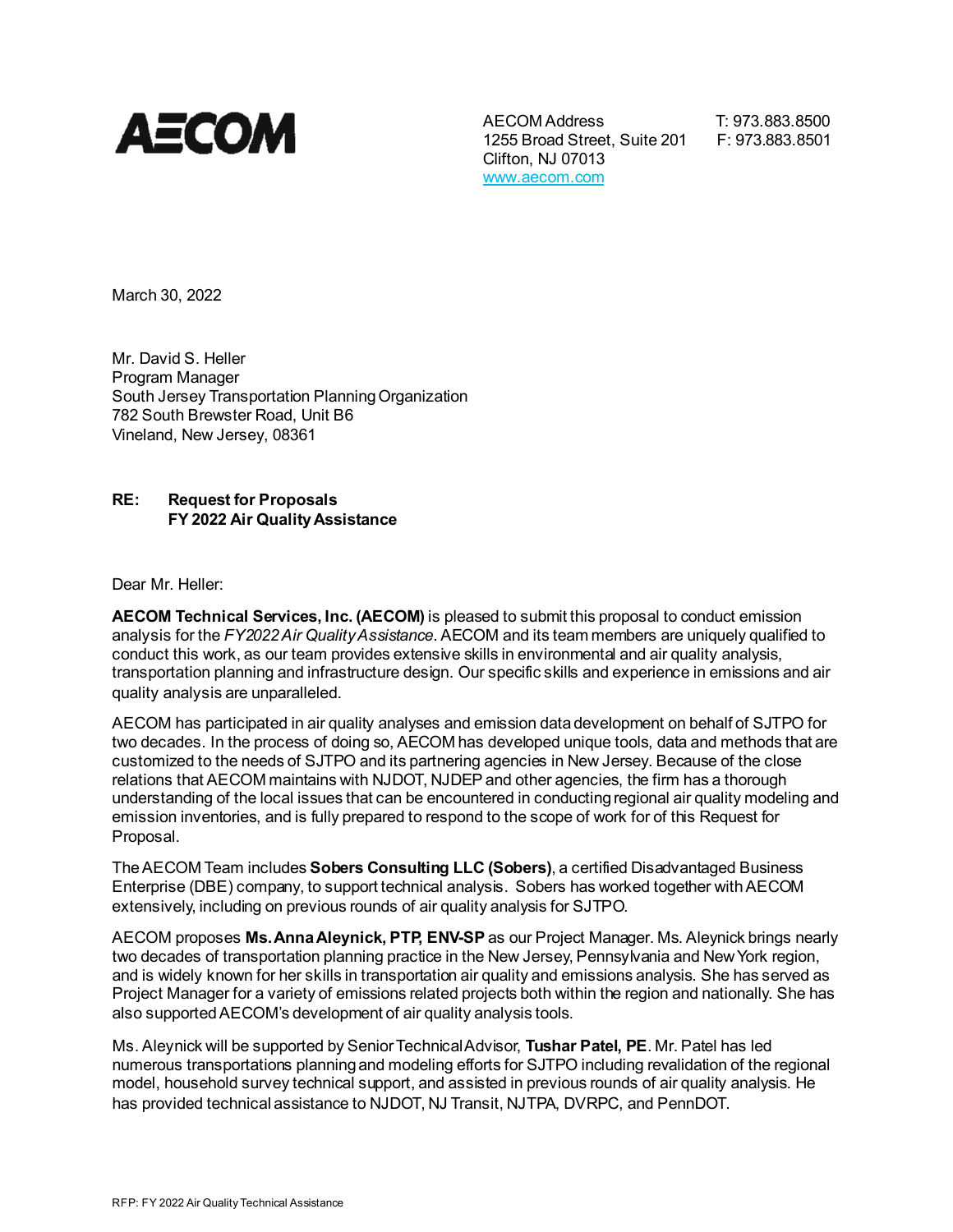**AECOM**

AECOM Address
1255 Broad Street, Suite 201
Clifton, NJ 07013
www.aecom.com

T: 973.883.8500
F: 973.883.8501

March 30, 2022

Mr. David S. Heller
Program Manager
South Jersey Transportation Planning Organization
782 South Brewster Road, Unit B6
Vineland, New Jersey, 08361

**RE: Request for Proposals**
**FY 2022 Air Quality Assistance**

Dear Mr. Heller:

**AECOM Technical Services, Inc. (AECOM)** is pleased to submit this proposal to conduct emission analysis for the *FY2022 Air Quality Assistance*. AECOM and its team members are uniquely qualified to conduct this work, as our team provides extensive skills in environmental and air quality analysis, transportation planning and infrastructure design. Our specific skills and experience in emissions and air quality analysis are unparalleled.

AECOM has participated in air quality analyses and emission data development on behalf of SJTPO for two decades. In the process of doing so, AECOM has developed unique tools, data and methods that are customized to the needs of SJTPO and its partnering agencies in New Jersey. Because of the close relations that AECOM maintains with NJDOT, NJDEP and other agencies, the firm has a thorough understanding of the local issues that can be encountered in conducting regional air quality modeling and emission inventories, and is fully prepared to respond to the scope of work for of this Request for Proposal.

The AECOM Team includes **Sobers Consulting LLC (Sobers)**, a certified Disadvantaged Business Enterprise (DBE) company, to support technical analysis. Sobers has worked together with AECOM extensively, including on previous rounds of air quality analysis for SJTPO.

AECOM proposes **Ms. Anna Aleynick, PTP, ENV-SP** as our Project Manager. Ms. Aleynick brings nearly two decades of transportation planning practice in the New Jersey, Pennsylvania and New York region, and is widely known for her skills in transportation air quality and emissions analysis. She has served as Project Manager for a variety of emissions related projects both within the region and nationally. She has also supported AECOM's development of air quality analysis tools.

Ms. Aleynick will be supported by Senior Technical Advisor, **Tushar Patel, PE**. Mr. Patel has led numerous transportations planning and modeling efforts for SJTPO including revalidation of the regional model, household survey technical support, and assisted in previous rounds of air quality analysis. He has provided technical assistance to NJDOT, NJ Transit, NJTPA, DVRPC, and PennDOT.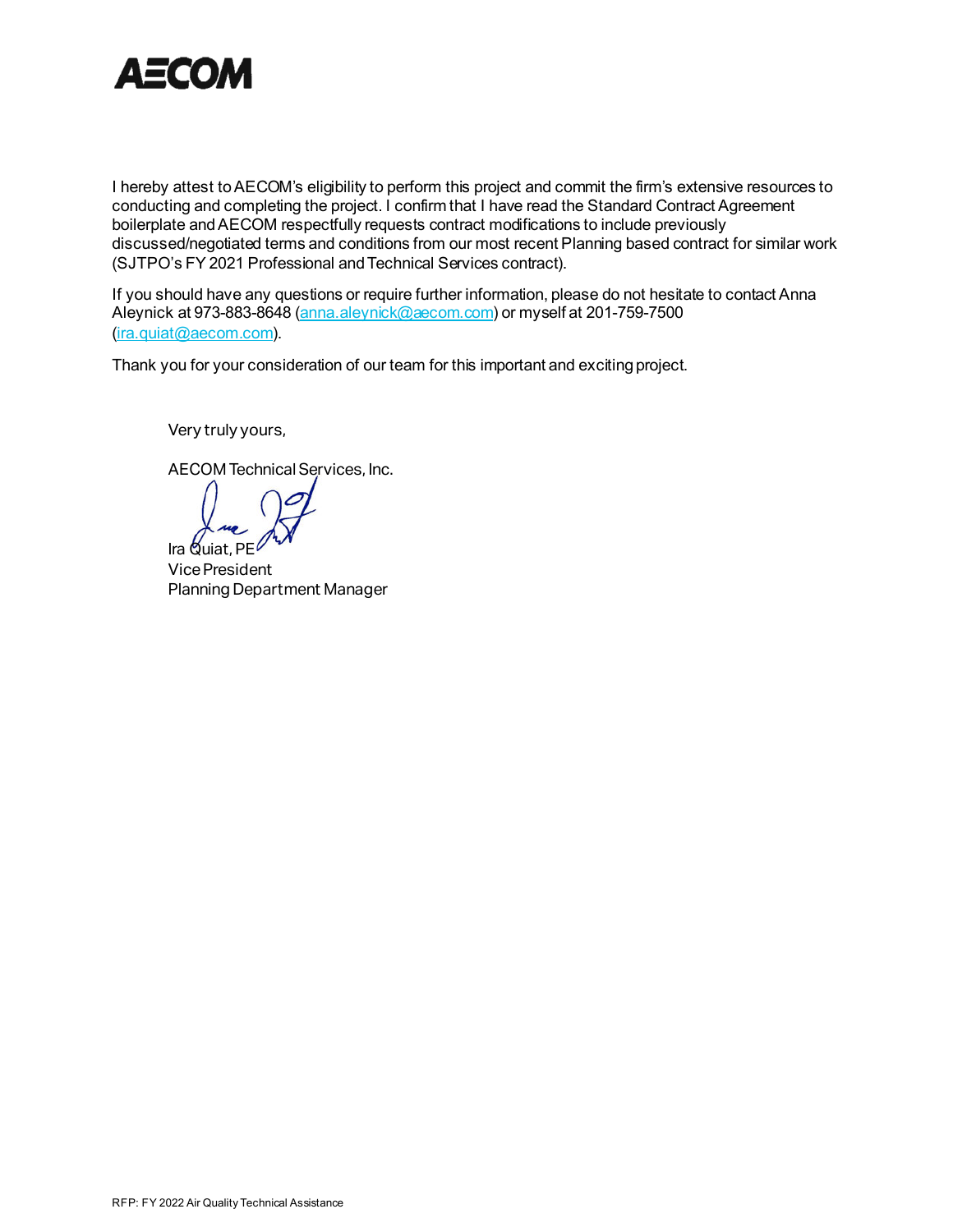AECOM

I hereby attest to AECOM's eligibility to perform this project and commit the firm's extensive resources to conducting and completing the project. I confirm that I have read the Standard Contract Agreement boilerplate and AECOM respectfully requests contract modifications to include previously discussed/negotiated terms and conditions from our most recent Planning based contract for similar work (SJTPO's FY 2021 Professional and Technical Services contract).

If you should have any questions or require further information, please do not hesitate to contact Anna Aleynick at 973-883-8648 (anna.aleynick@aecom.com) or myself at 201-759-7500 (ira.quiat@aecom.com).

Thank you for your consideration of our team for this important and exciting project.

Very truly yours,

AECOM Technical Services, Inc.

Ira Quiat, PE
Vice President
Planning Department Manager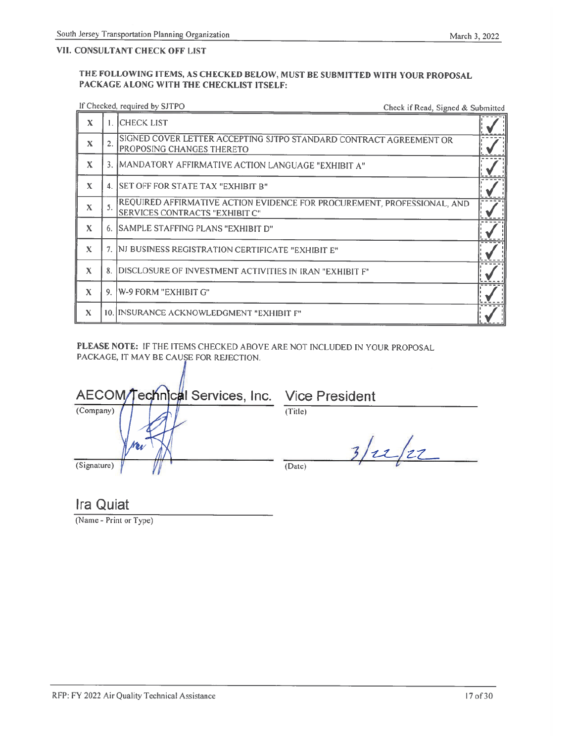## VII. CONSULTANT CHECK OFF LIST

**THE FOLLOWING ITEMS, AS CHECKED BELOW, MUST BE SUBMITTED WITH YOUR PROPOSAL PACKAGE ALONG WITH THE CHECKLIST ITSELF:**

| If Checked, required by SJTPO | | | Check if Read, Signed & Submitted |
|---|---|---|---|
| X | 1. | CHECK LIST | ✓ |
| X | 2. | SIGNED COVER LETTER ACCEPTING SJTPO STANDARD CONTRACT AGREEMENT OR PROPOSING CHANGES THERETO | ✓ |
| X | 3. | MANDATORY AFFIRMATIVE ACTION LANGUAGE "EXHIBIT A" | ✓ |
| X | 4. | SET OFF FOR STATE TAX "EXHIBIT B" | ✓ |
| X | 5. | REQUIRED AFFIRMATIVE ACTION EVIDENCE FOR PROCUREMENT, PROFESSIONAL, AND SERVICES CONTRACTS "EXHIBIT C" | ✓ |
| X | 6. | SAMPLE STAFFING PLANS "EXHIBIT D" | ✓ |
| X | 7. | NJ BUSINESS REGISTRATION CERTIFICATE "EXHIBIT E" | ✓ |
| X | 8. | DISCLOSURE OF INVESTMENT ACTIVITIES IN IRAN "EXHIBIT F" | ✓ |
| X | 9. | W-9 FORM "EXHIBIT G" | ✓ |
| X | 10. | INSURANCE ACKNOWLEDGMENT "EXHIBIT F" | ✓ |

**PLEASE NOTE:** IF THE ITEMS CHECKED ABOVE ARE NOT INCLUDED IN YOUR PROPOSAL PACKAGE, IT MAY BE CAUSE FOR REJECTION.

AECOM Technical Services, Inc.
(Company)

Vice President
(Title)

[Signature]
(Signature)

3/22/22
(Date)

Ira Quiat
(Name - Print or Type)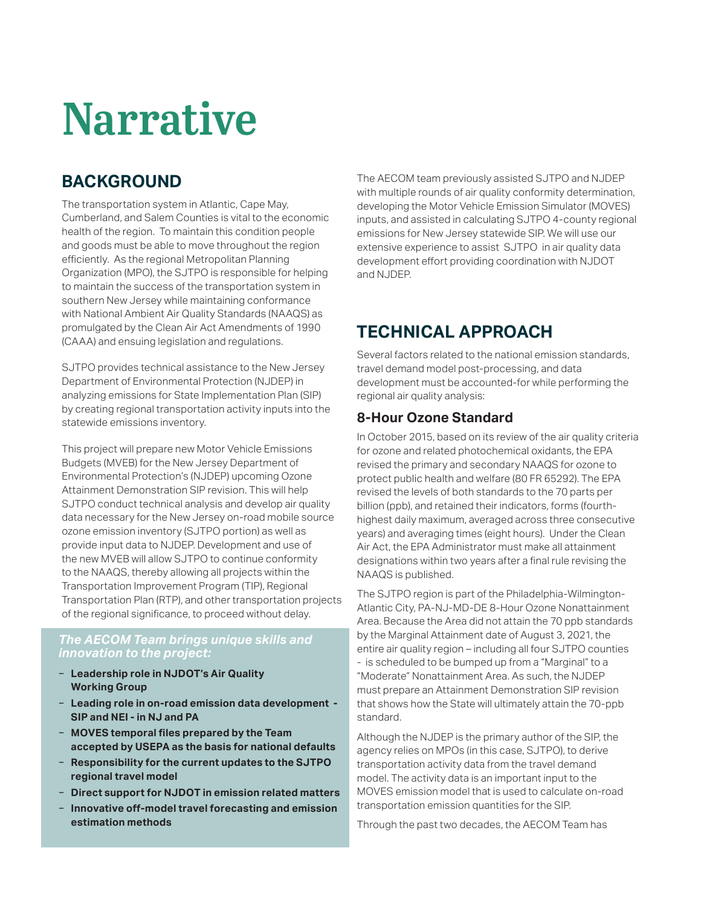# Narrative

## BACKGROUND

The transportation system in Atlantic, Cape May, Cumberland, and Salem Counties is vital to the economic health of the region. To maintain this condition people and goods must be able to move throughout the region efficiently. As the regional Metropolitan Planning Organization (MPO), the SJTPO is responsible for helping to maintain the success of the transportation system in southern New Jersey while maintaining conformance with National Ambient Air Quality Standards (NAAQS) as promulgated by the Clean Air Act Amendments of 1990 (CAAA) and ensuing legislation and regulations.

SJTPO provides technical assistance to the New Jersey Department of Environmental Protection (NJDEP) in analyzing emissions for State Implementation Plan (SIP) by creating regional transportation activity inputs into the statewide emissions inventory.

This project will prepare new Motor Vehicle Emissions Budgets (MVEB) for the New Jersey Department of Environmental Protection's (NJDEP) upcoming Ozone Attainment Demonstration SIP revision. This will help SJTPO conduct technical analysis and develop air quality data necessary for the New Jersey on-road mobile source ozone emission inventory (SJTPO portion) as well as provide input data to NJDEP. Development and use of the new MVEB will allow SJTPO to continue conformity to the NAAQS, thereby allowing all projects within the Transportation Improvement Program (TIP), Regional Transportation Plan (RTP), and other transportation projects of the regional significance, to proceed without delay.

***The AECOM Team brings unique skills and innovation to the project:***

- **Leadership role in NJDOT's Air Quality Working Group**
- **Leading role in on-road emission data development - SIP and NEI - in NJ and PA**
- **MOVES temporal files prepared by the Team accepted by USEPA as the basis for national defaults**
- **Responsibility for the current updates to the SJTPO regional travel model**
- **Direct support for NJDOT in emission related matters**
- **Innovative off-model travel forecasting and emission estimation methods**

The AECOM team previously assisted SJTPO and NJDEP with multiple rounds of air quality conformity determination, developing the Motor Vehicle Emission Simulator (MOVES) inputs, and assisted in calculating SJTPO 4-county regional emissions for New Jersey statewide SIP. We will use our extensive experience to assist SJTPO in air quality data development effort providing coordination with NJDOT and NJDEP.

## TECHNICAL APPROACH

Several factors related to the national emission standards, travel demand model post-processing, and data development must be accounted-for while performing the regional air quality analysis:

### 8-Hour Ozone Standard

In October 2015, based on its review of the air quality criteria for ozone and related photochemical oxidants, the EPA revised the primary and secondary NAAQS for ozone to protect public health and welfare (80 FR 65292). The EPA revised the levels of both standards to the 70 parts per billion (ppb), and retained their indicators, forms (fourth-highest daily maximum, averaged across three consecutive years) and averaging times (eight hours). Under the Clean Air Act, the EPA Administrator must make all attainment designations within two years after a final rule revising the NAAQS is published.

The SJTPO region is part of the Philadelphia-Wilmington-Atlantic City, PA-NJ-MD-DE 8-Hour Ozone Nonattainment Area. Because the Area did not attain the 70 ppb standards by the Marginal Attainment date of August 3, 2021, the entire air quality region – including all four SJTPO counties - is scheduled to be bumped up from a "Marginal" to a "Moderate" Nonattainment Area. As such, the NJDEP must prepare an Attainment Demonstration SIP revision that shows how the State will ultimately attain the 70-ppb standard.

Although the NJDEP is the primary author of the SIP, the agency relies on MPOs (in this case, SJTPO), to derive transportation activity data from the travel demand model. The activity data is an important input to the MOVES emission model that is used to calculate on-road transportation emission quantities for the SIP.

Through the past two decades, the AECOM Team has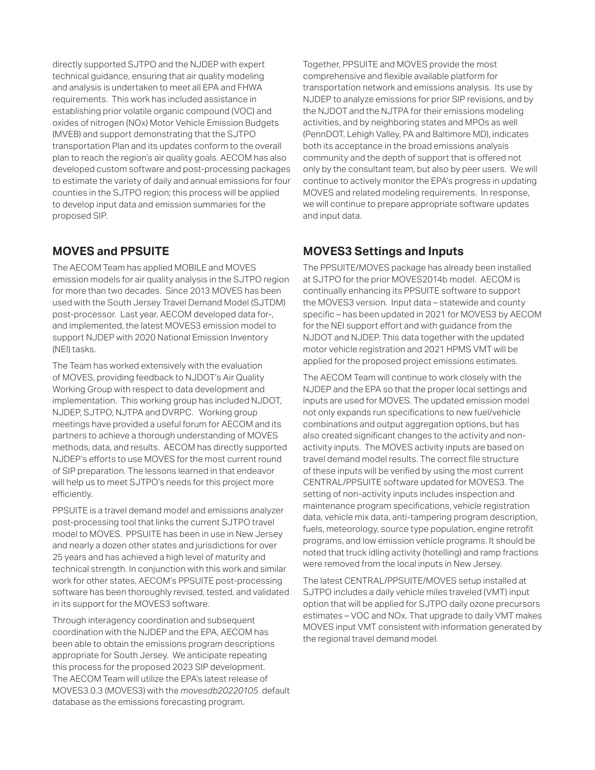directly supported SJTPO and the NJDEP with expert technical guidance, ensuring that air quality modeling and analysis is undertaken to meet all EPA and FHWA requirements. This work has included assistance in establishing prior volatile organic compound (VOC) and oxides of nitrogen (NOx) Motor Vehicle Emission Budgets (MVEB) and support demonstrating that the SJTPO transportation Plan and its updates conform to the overall plan to reach the region's air quality goals. AECOM has also developed custom software and post-processing packages to estimate the variety of daily and annual emissions for four counties in the SJTPO region; this process will be applied to develop input data and emission summaries for the proposed SIP.

## MOVES and PPSUITE

The AECOM Team has applied MOBILE and MOVES emission models for air quality analysis in the SJTPO region for more than two decades. Since 2013 MOVES has been used with the South Jersey Travel Demand Model (SJTDM) post-processor. Last year, AECOM developed data for-, and implemented, the latest MOVES3 emission model to support NJDEP with 2020 National Emission Inventory (NEI) tasks.

The Team has worked extensively with the evaluation of MOVES, providing feedback to NJDOT's Air Quality Working Group with respect to data development and implementation. This working group has included NJDOT, NJDEP, SJTPO, NJTPA and DVRPC. Working group meetings have provided a useful forum for AECOM and its partners to achieve a thorough understanding of MOVES methods, data, and results. AECOM has directly supported NJDEP's efforts to use MOVES for the most current round of SIP preparation. The lessons learned in that endeavor will help us to meet SJTPO's needs for this project more efficiently.

PPSUITE is a travel demand model and emissions analyzer post-processing tool that links the current SJTPO travel model to MOVES. PPSUITE has been in use in New Jersey and nearly a dozen other states and jurisdictions for over 25 years and has achieved a high level of maturity and technical strength. In conjunction with this work and similar work for other states, AECOM's PPSUITE post-processing software has been thoroughly revised, tested, and validated in its support for the MOVES3 software.

Through interagency coordination and subsequent coordination with the NJDEP and the EPA, AECOM has been able to obtain the emissions program descriptions appropriate for South Jersey. We anticipate repeating this process for the proposed 2023 SIP development. The AECOM Team will utilize the EPA's latest release of MOVES3.0.3 (MOVES3) with the *movesdb20220105* default database as the emissions forecasting program.

Together, PPSUITE and MOVES provide the most comprehensive and flexible available platform for transportation network and emissions analysis. Its use by NJDEP to analyze emissions for prior SIP revisions, and by the NJDOT and the NJTPA for their emissions modeling activities, and by neighboring states and MPOs as well (PennDOT, Lehigh Valley, PA and Baltimore MD), indicates both its acceptance in the broad emissions analysis community and the depth of support that is offered not only by the consultant team, but also by peer users. We will continue to actively monitor the EPA's progress in updating MOVES and related modeling requirements. In response, we will continue to prepare appropriate software updates and input data.

## MOVES3 Settings and Inputs

The PPSUITE/MOVES package has already been installed at SJTPO for the prior MOVES2014b model. AECOM is continually enhancing its PPSUITE software to support the MOVES3 version. Input data – statewide and county specific – has been updated in 2021 for MOVES3 by AECOM for the NEI support effort and with guidance from the NJDOT and NJDEP. This data together with the updated motor vehicle registration and 2021 HPMS VMT will be applied for the proposed project emissions estimates.

The AECOM Team will continue to work closely with the NJDEP and the EPA so that the proper local settings and inputs are used for MOVES. The updated emission model not only expands run specifications to new fuel/vehicle combinations and output aggregation options, but has also created significant changes to the activity and non-activity inputs. The MOVES activity inputs are based on travel demand model results. The correct file structure of these inputs will be verified by using the most current CENTRAL/PPSUITE software updated for MOVES3. The setting of non-activity inputs includes inspection and maintenance program specifications, vehicle registration data, vehicle mix data, anti-tampering program description, fuels, meteorology, source type population, engine retrofit programs, and low emission vehicle programs. It should be noted that truck idling activity (hotelling) and ramp fractions were removed from the local inputs in New Jersey.

The latest CENTRAL/PPSUITE/MOVES setup installed at SJTPO includes a daily vehicle miles traveled (VMT) input option that will be applied for SJTPO daily ozone precursors estimates – VOC and NOx. That upgrade to daily VMT makes MOVES input VMT consistent with information generated by the regional travel demand model.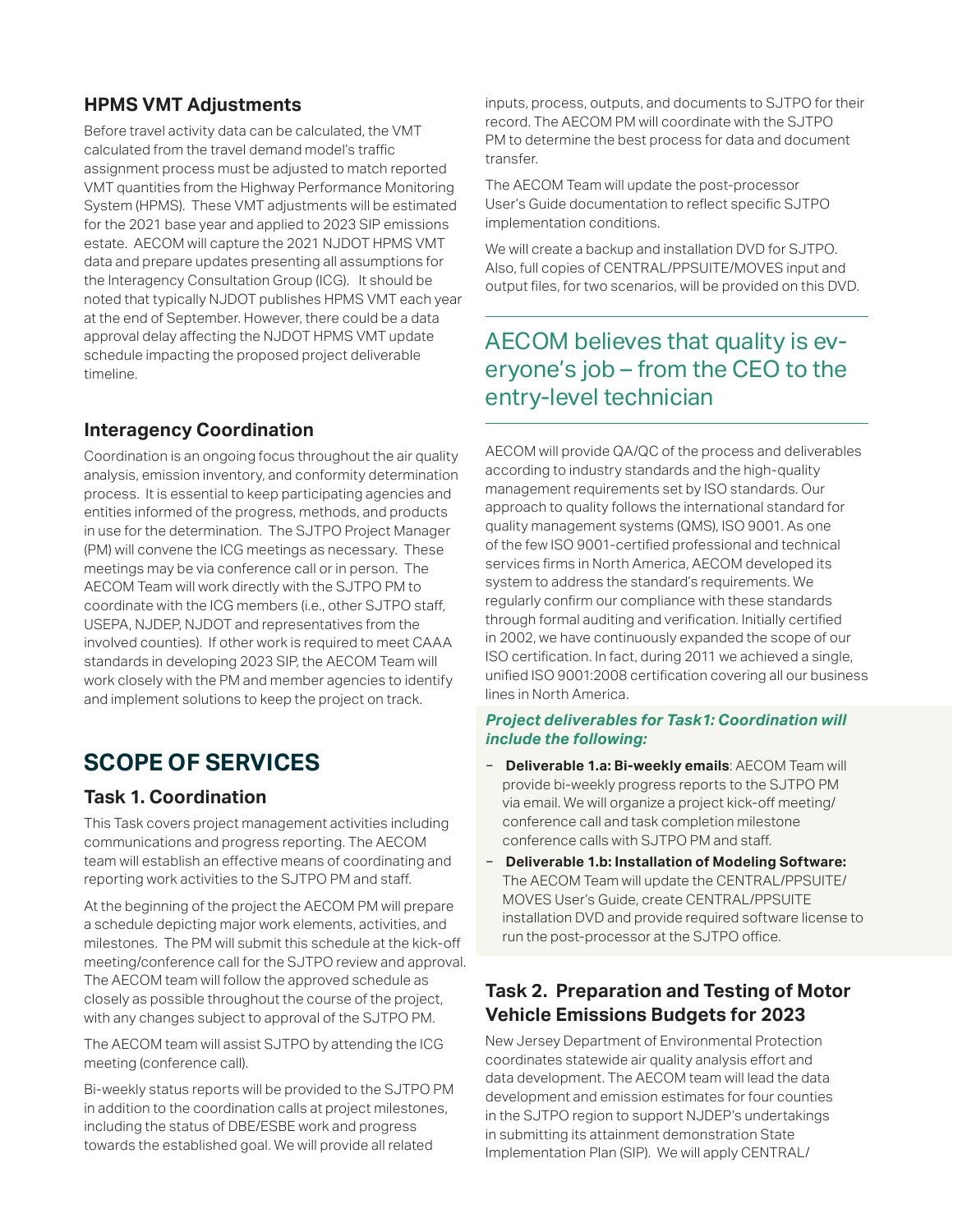### HPMS VMT Adjustments

Before travel activity data can be calculated, the VMT calculated from the travel demand model's traffic assignment process must be adjusted to match reported VMT quantities from the Highway Performance Monitoring System (HPMS). These VMT adjustments will be estimated for the 2021 base year and applied to 2023 SIP emissions estate. AECOM will capture the 2021 NJDOT HPMS VMT data and prepare updates presenting all assumptions for the Interagency Consultation Group (ICG). It should be noted that typically NJDOT publishes HPMS VMT each year at the end of September. However, there could be a data approval delay affecting the NJDOT HPMS VMT update schedule impacting the proposed project deliverable timeline.

### Interagency Coordination

Coordination is an ongoing focus throughout the air quality analysis, emission inventory, and conformity determination process. It is essential to keep participating agencies and entities informed of the progress, methods, and products in use for the determination. The SJTPO Project Manager (PM) will convene the ICG meetings as necessary. These meetings may be via conference call or in person. The AECOM Team will work directly with the SJTPO PM to coordinate with the ICG members (i.e., other SJTPO staff, USEPA, NJDEP, NJDOT and representatives from the involved counties). If other work is required to meet CAAA standards in developing 2023 SIP, the AECOM Team will work closely with the PM and member agencies to identify and implement solutions to keep the project on track.

## SCOPE OF SERVICES

### Task 1. Coordination

This Task covers project management activities including communications and progress reporting. The AECOM team will establish an effective means of coordinating and reporting work activities to the SJTPO PM and staff.

At the beginning of the project the AECOM PM will prepare a schedule depicting major work elements, activities, and milestones. The PM will submit this schedule at the kick-off meeting/conference call for the SJTPO review and approval. The AECOM team will follow the approved schedule as closely as possible throughout the course of the project, with any changes subject to approval of the SJTPO PM.

The AECOM team will assist SJTPO by attending the ICG meeting (conference call).

Bi-weekly status reports will be provided to the SJTPO PM in addition to the coordination calls at project milestones, including the status of DBE/ESBE work and progress towards the established goal. We will provide all related inputs, process, outputs, and documents to SJTPO for their record. The AECOM PM will coordinate with the SJTPO PM to determine the best process for data and document transfer.

The AECOM Team will update the post-processor User's Guide documentation to reflect specific SJTPO implementation conditions.

We will create a backup and installation DVD for SJTPO. Also, full copies of CENTRAL/PPSUITE/MOVES input and output files, for two scenarios, will be provided on this DVD.

> AECOM believes that quality is everyone's job – from the CEO to the entry-level technician

AECOM will provide QA/QC of the process and deliverables according to industry standards and the high-quality management requirements set by ISO standards. Our approach to quality follows the international standard for quality management systems (QMS), ISO 9001. As one of the few ISO 9001-certified professional and technical services firms in North America, AECOM developed its system to address the standard's requirements. We regularly confirm our compliance with these standards through formal auditing and verification. Initially certified in 2002, we have continuously expanded the scope of our ISO certification. In fact, during 2011 we achieved a single, unified ISO 9001:2008 certification covering all our business lines in North America.

***Project deliverables for Task1: Coordination will include the following:***

- **Deliverable 1.a: Bi-weekly emails**: AECOM Team will provide bi-weekly progress reports to the SJTPO PM via email. We will organize a project kick-off meeting/conference call and task completion milestone conference calls with SJTPO PM and staff.
- **Deliverable 1.b: Installation of Modeling Software:** The AECOM Team will update the CENTRAL/PPSUITE/MOVES User's Guide, create CENTRAL/PPSUITE installation DVD and provide required software license to run the post-processor at the SJTPO office.

### Task 2. Preparation and Testing of Motor Vehicle Emissions Budgets for 2023

New Jersey Department of Environmental Protection coordinates statewide air quality analysis effort and data development. The AECOM team will lead the data development and emission estimates for four counties in the SJTPO region to support NJDEP's undertakings in submitting its attainment demonstration State Implementation Plan (SIP). We will apply CENTRAL/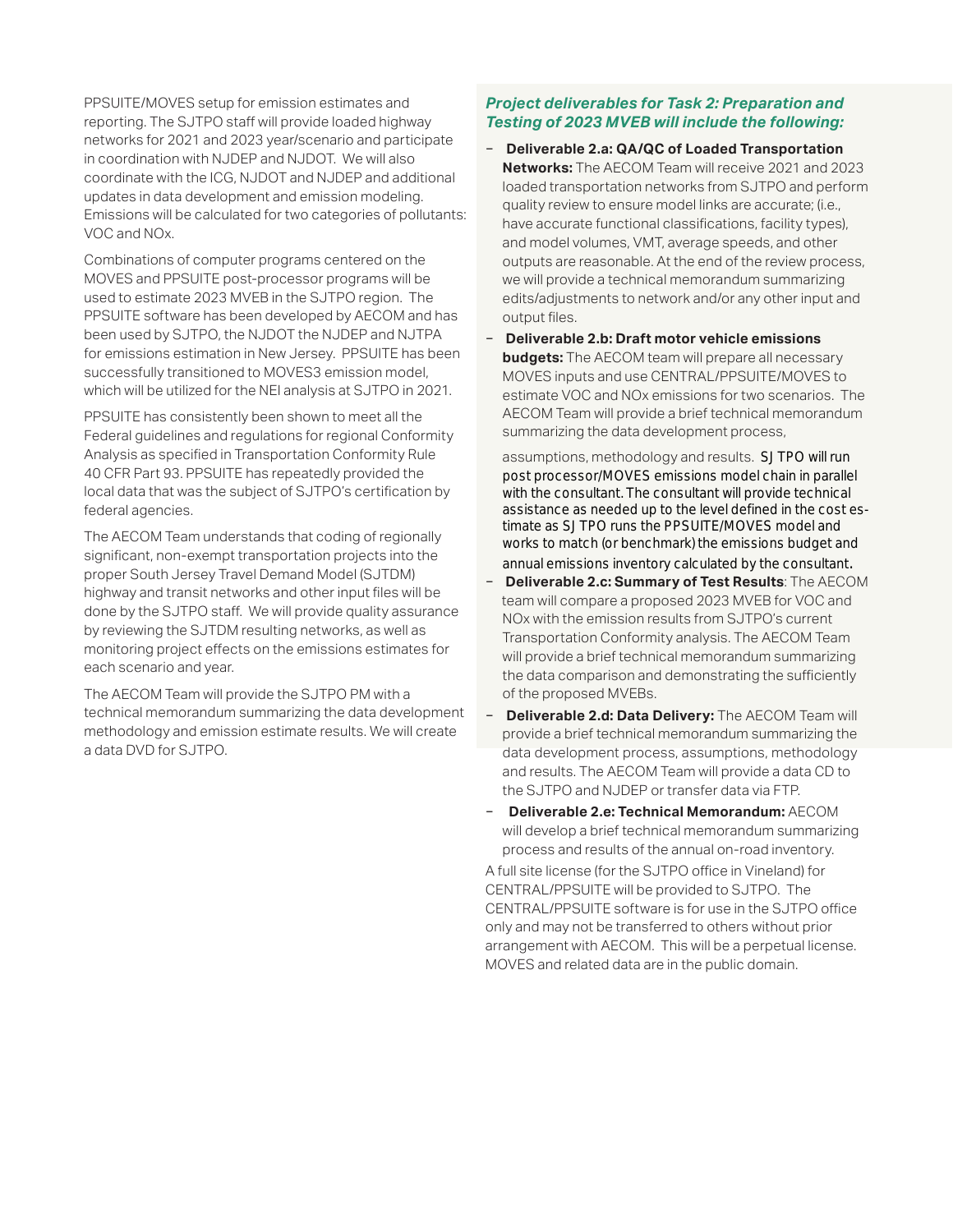PPSUITE/MOVES setup for emission estimates and reporting. The SJTPO staff will provide loaded highway networks for 2021 and 2023 year/scenario and participate in coordination with NJDEP and NJDOT. We will also coordinate with the ICG, NJDOT and NJDEP and additional updates in data development and emission modeling. Emissions will be calculated for two categories of pollutants: VOC and NOx.

Combinations of computer programs centered on the MOVES and PPSUITE post-processor programs will be used to estimate 2023 MVEB in the SJTPO region. The PPSUITE software has been developed by AECOM and has been used by SJTPO, the NJDOT the NJDEP and NJTPA for emissions estimation in New Jersey. PPSUITE has been successfully transitioned to MOVES3 emission model, which will be utilized for the NEI analysis at SJTPO in 2021.

PPSUITE has consistently been shown to meet all the Federal guidelines and regulations for regional Conformity Analysis as specified in Transportation Conformity Rule 40 CFR Part 93. PPSUITE has repeatedly provided the local data that was the subject of SJTPO's certification by federal agencies.

The AECOM Team understands that coding of regionally significant, non-exempt transportation projects into the proper South Jersey Travel Demand Model (SJTDM) highway and transit networks and other input files will be done by the SJTPO staff. We will provide quality assurance by reviewing the SJTDM resulting networks, as well as monitoring project effects on the emissions estimates for each scenario and year.

The AECOM Team will provide the SJTPO PM with a technical memorandum summarizing the data development methodology and emission estimate results. We will create a data DVD for SJTPO.

### *Project deliverables for Task 2: Preparation and Testing of 2023 MVEB will include the following:*

- **Deliverable 2.a: QA/QC of Loaded Transportation Networks:** The AECOM Team will receive 2021 and 2023 loaded transportation networks from SJTPO and perform quality review to ensure model links are accurate; (i.e., have accurate functional classifications, facility types), and model volumes, VMT, average speeds, and other outputs are reasonable. At the end of the review process, we will provide a technical memorandum summarizing edits/adjustments to network and/or any other input and output files.
- **Deliverable 2.b: Draft motor vehicle emissions budgets:** The AECOM team will prepare all necessary MOVES inputs and use CENTRAL/PPSUITE/MOVES to estimate VOC and NOx emissions for two scenarios. The AECOM Team will provide a brief technical memorandum summarizing the data development process, assumptions, methodology and results. SJTPO will run post processor/MOVES emissions model chain in parallel with the consultant. The consultant will provide technical assistance as needed up to the level defined in the cost estimate as SJTPO runs the PPSUITE/MOVES model and works to match (or benchmark) the emissions budget and annual emissions inventory calculated by the consultant.
- **Deliverable 2.c: Summary of Test Results**: The AECOM team will compare a proposed 2023 MVEB for VOC and NOx with the emission results from SJTPO's current Transportation Conformity analysis. The AECOM Team will provide a brief technical memorandum summarizing the data comparison and demonstrating the sufficiently of the proposed MVEBs.
- **Deliverable 2.d: Data Delivery:** The AECOM Team will provide a brief technical memorandum summarizing the data development process, assumptions, methodology and results. The AECOM Team will provide a data CD to the SJTPO and NJDEP or transfer data via FTP.
- **Deliverable 2.e: Technical Memorandum:** AECOM will develop a brief technical memorandum summarizing process and results of the annual on-road inventory.

A full site license (for the SJTPO office in Vineland) for CENTRAL/PPSUITE will be provided to SJTPO. The CENTRAL/PPSUITE software is for use in the SJTPO office only and may not be transferred to others without prior arrangement with AECOM. This will be a perpetual license. MOVES and related data are in the public domain.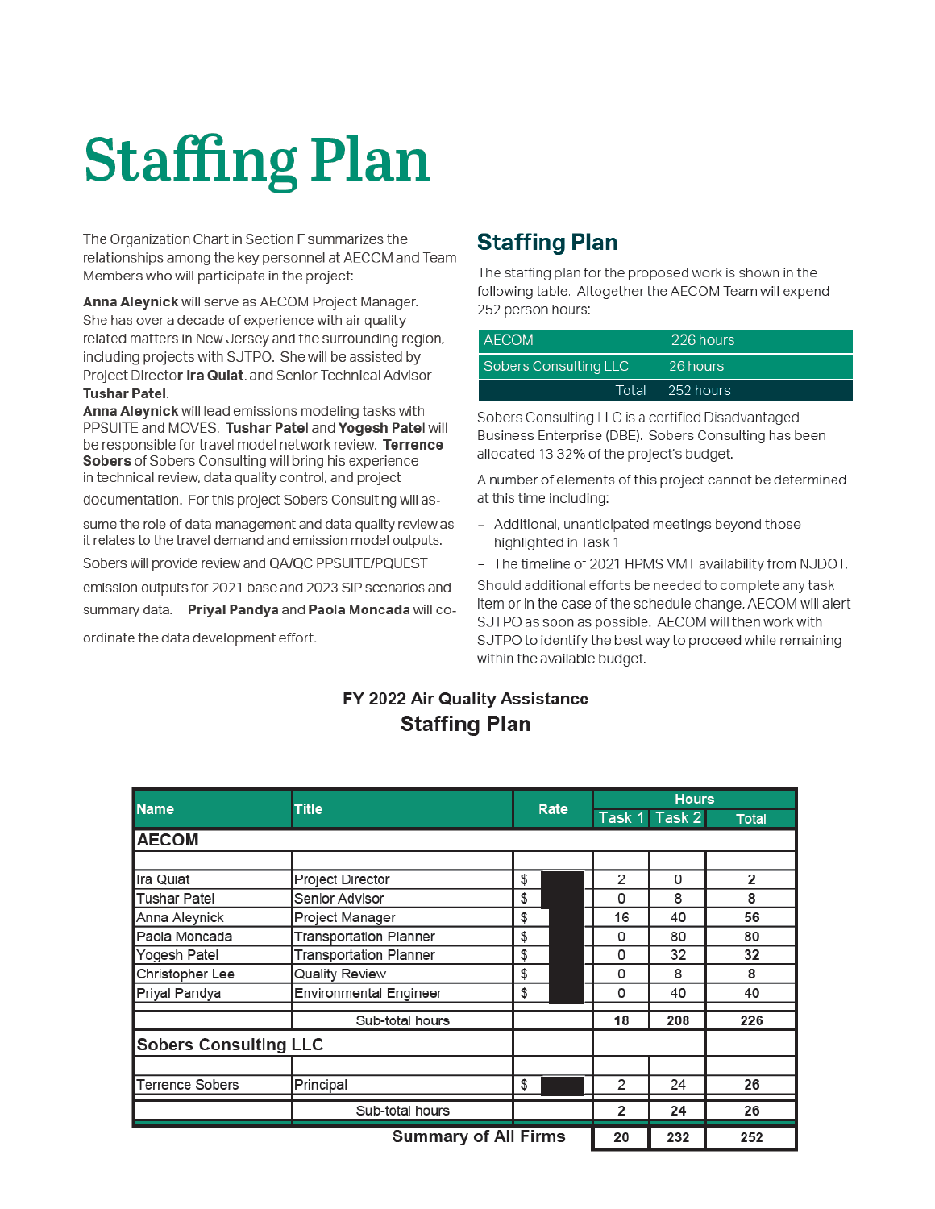# Staffing Plan

The Organization Chart in Section F summarizes the relationships among the key personnel at AECOM and Team Members who will participate in the project:

**Anna Aleynick** will serve as AECOM Project Manager. She has over a decade of experience with air quality related matters in New Jersey and the surrounding region, including projects with SJTPO. She will be assisted by Project Director **Ira Quiat**, and Senior Technical Advisor **Tushar Patel**.

**Anna Aleynick** will lead emissions modeling tasks with PPSUITE and MOVES. **Tushar Patel** and **Yogesh Patel** will be responsible for travel model network review. **Terrence Sobers** of Sobers Consulting will bring his experience in technical review, data quality control, and project documentation. For this project Sobers Consulting will assume the role of data management and data quality review as it relates to the travel demand and emission model outputs. Sobers will provide review and QA/QC PPSUITE/PQUEST emission outputs for 2021 base and 2023 SIP scenarios and summary data. **Priyal Pandya** and **Paola Moncada** will co-ordinate the data development effort.

## Staffing Plan

The staffing plan for the proposed work is shown in the following table. Altogether the AECOM Team will expend 252 person hours:

| | |
|---|---|
| AECOM | 226 hours |
| Sobers Consulting LLC | 26 hours |
| Total | 252 hours |

Sobers Consulting LLC is a certified Disadvantaged Business Enterprise (DBE). Sobers Consulting has been allocated 13.32% of the project's budget.

A number of elements of this project cannot be determined at this time including:

- Additional, unanticipated meetings beyond those highlighted in Task 1
- The timeline of 2021 HPMS VMT availability from NJDOT.

Should additional efforts be needed to complete any task item or in the case of the schedule change, AECOM will alert SJTPO as soon as possible. AECOM will then work with SJTPO to identify the best way to proceed while remaining within the available budget.

**FY 2022 Air Quality Assistance**

**Staffing Plan**

| Name | Title | Rate | Hours | | |
|---|---|---|---|---|---|
| | | | Task 1 | Task 2 | Total |
| **AECOM** | | | | | |
| Ira Quiat | Project Director | $ | 2 | 0 | **2** |
| Tushar Patel | Senior Advisor | $ | 0 | 8 | **8** |
| Anna Aleynick | Project Manager | $ | 16 | 40 | **56** |
| Paola Moncada | Transportation Planner | $ | 0 | 80 | **80** |
| Yogesh Patel | Transportation Planner | $ | 0 | 32 | **32** |
| Christopher Lee | Quality Review | $ | 0 | 8 | **8** |
| Priyal Pandya | Environmental Engineer | $ | 0 | 40 | **40** |
| | Sub-total hours | | **18** | **208** | **226** |
| **Sobers Consulting LLC** | | | | | |
| Terrence Sobers | Principal | $ | 2 | 24 | **26** |
| | Sub-total hours | | **2** | **24** | **26** |
| | **Summary of All Firms** | | **20** | **232** | **252** |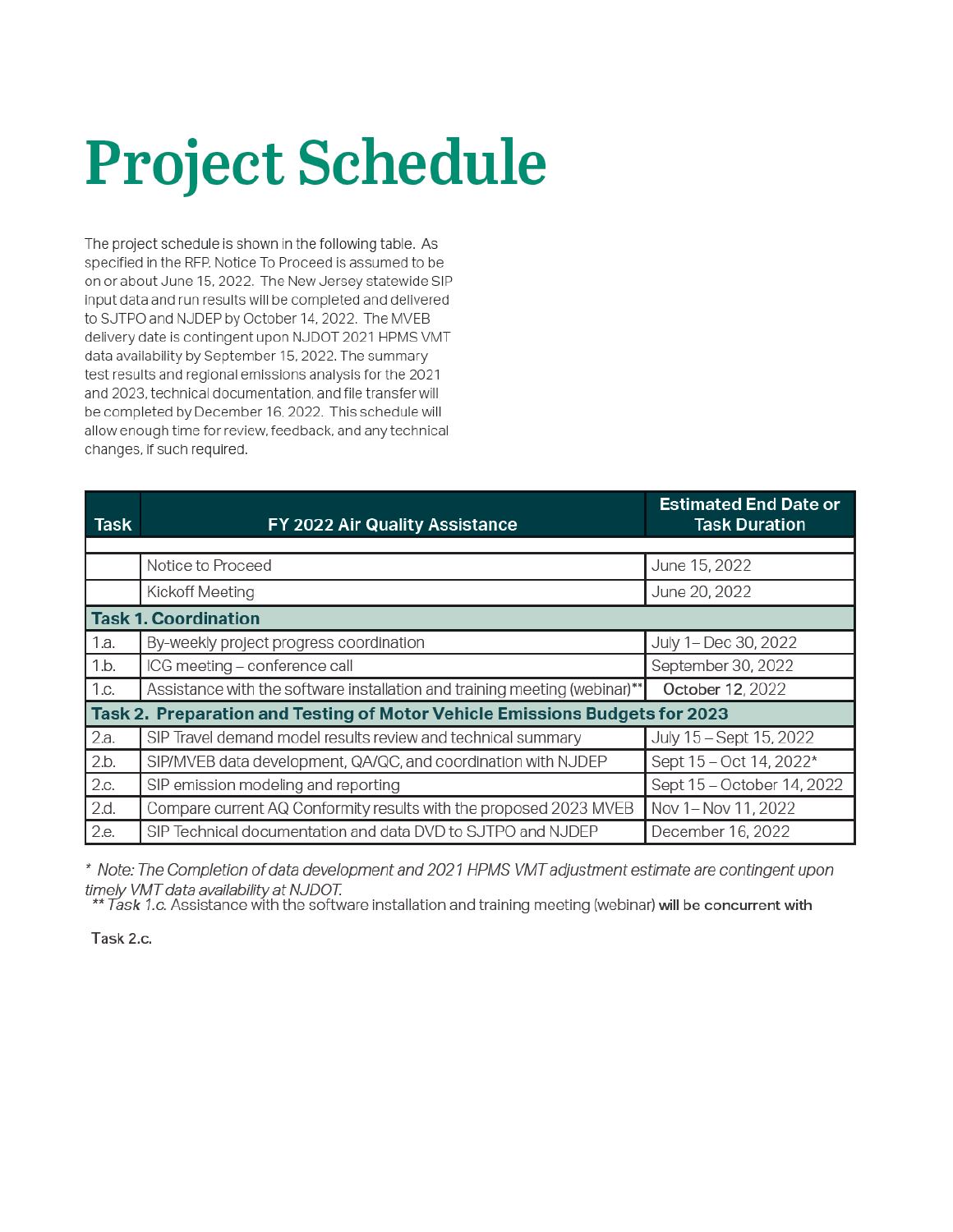# Project Schedule

The project schedule is shown in the following table. As specified in the RFP, Notice To Proceed is assumed to be on or about June 15, 2022. The New Jersey statewide SIP input data and run results will be completed and delivered to SJTPO and NJDEP by October 14, 2022. The MVEB delivery date is contingent upon NJDOT 2021 HPMS VMT data availability by September 15, 2022. The summary test results and regional emissions analysis for the 2021 and 2023, technical documentation, and file transfer will be completed by December 16, 2022. This schedule will allow enough time for review, feedback, and any technical changes, if such required.

| Task | FY 2022 Air Quality Assistance | Estimated End Date or Task Duration |
|---|---|---|
| | | |
| | Notice to Proceed | June 15, 2022 |
| | Kickoff Meeting | June 20, 2022 |
| **Task 1. Coordination** | | |
| 1.a. | By-weekly project progress coordination | July 1 – Dec 30, 2022 |
| 1.b. | ICG meeting – conference call | September 30, 2022 |
| 1.c. | Assistance with the software installation and training meeting (webinar)** | October 12, 2022 |
| **Task 2. Preparation and Testing of Motor Vehicle Emissions Budgets for 2023** | | |
| 2.a. | SIP Travel demand model results review and technical summary | July 15 – Sept 15, 2022 |
| 2.b. | SIP/MVEB data development, QA/QC, and coordination with NJDEP | Sept 15 – Oct 14, 2022* |
| 2.c. | SIP emission modeling and reporting | Sept 15 – October 14, 2022 |
| 2.d. | Compare current AQ Conformity results with the proposed 2023 MVEB | Nov 1 – Nov 11, 2022 |
| 2.e. | SIP Technical documentation and data DVD to SJTPO and NJDEP | December 16, 2022 |

\* *Note: The Completion of data development and 2021 HPMS VMT adjustment estimate are contingent upon timely VMT data availability at NJDOT.*

** *Task 1.c.* Assistance with the software installation and training meeting (webinar) will be concurrent with Task 2.c.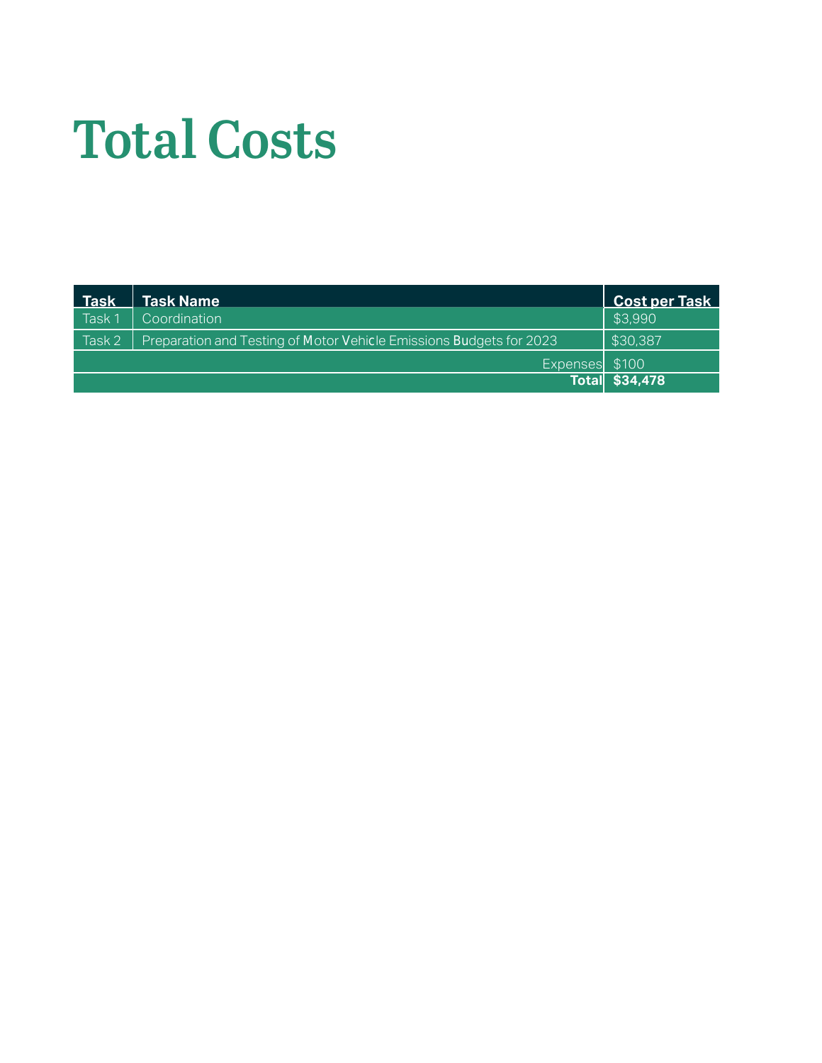# Total Costs

| Task | Task Name | Cost per Task |
| --- | --- | --- |
| Task 1 | Coordination | $3,990 |
| Task 2 | Preparation and Testing of Motor Vehicle Emissions Budgets for 2023 | $30,387 |
| | Expenses | $100 |
| | **Total** | **$34,478** |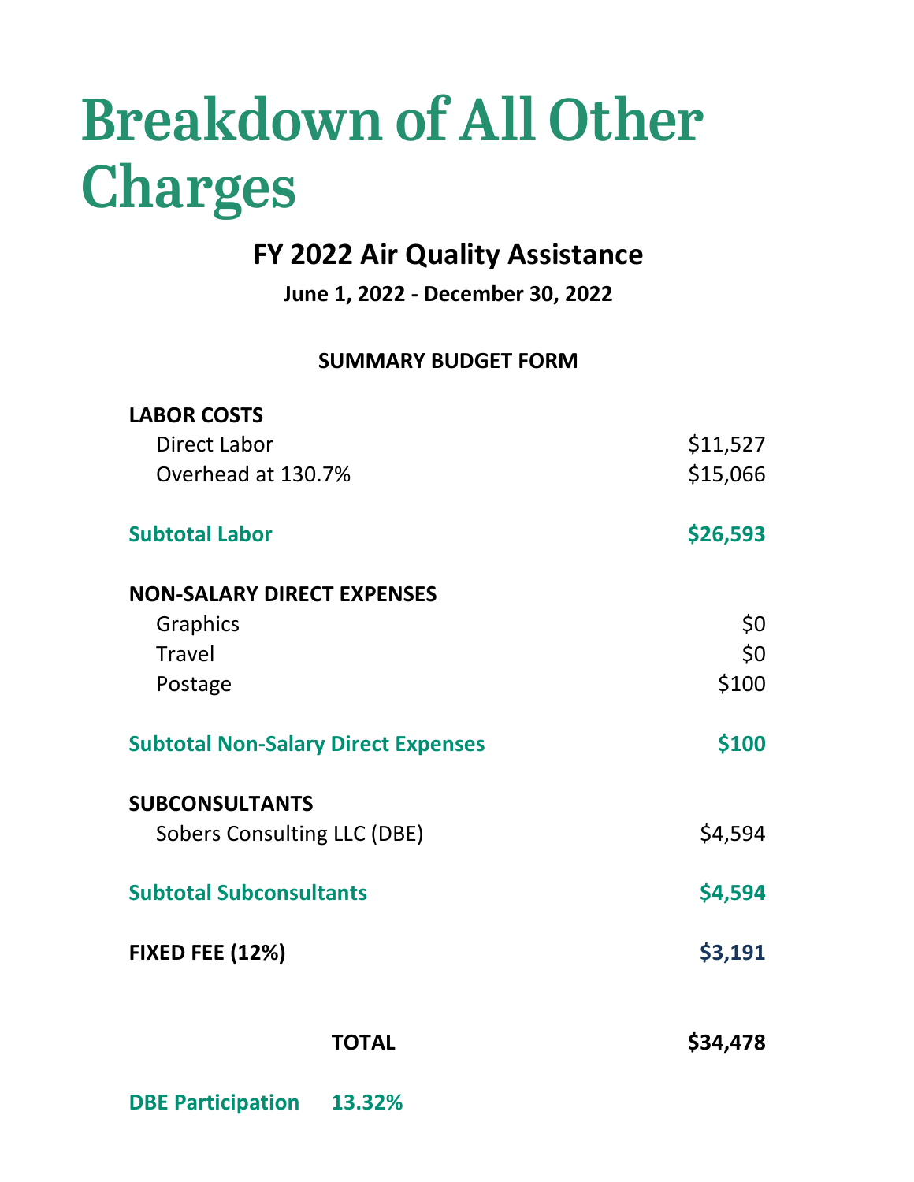# Breakdown of All Other Charges

## FY 2022 Air Quality Assistance

**June 1, 2022 - December 30, 2022**

**SUMMARY BUDGET FORM**

| | |
|---|---|
| **LABOR COSTS** | |
| Direct Labor | $11,527 |
| Overhead at 130.7% | $15,066 |
| **Subtotal Labor** | **$26,593** |
| **NON-SALARY DIRECT EXPENSES** | |
| Graphics | $0 |
| Travel | $0 |
| Postage | $100 |
| **Subtotal Non-Salary Direct Expenses** | **$100** |
| **SUBCONSULTANTS** | |
| Sobers Consulting LLC (DBE) | $4,594 |
| **Subtotal Subconsultants** | **$4,594** |
| **FIXED FEE (12%)** | **$3,191** |
| **TOTAL** | **$34,478** |

**DBE Participation 13.32%**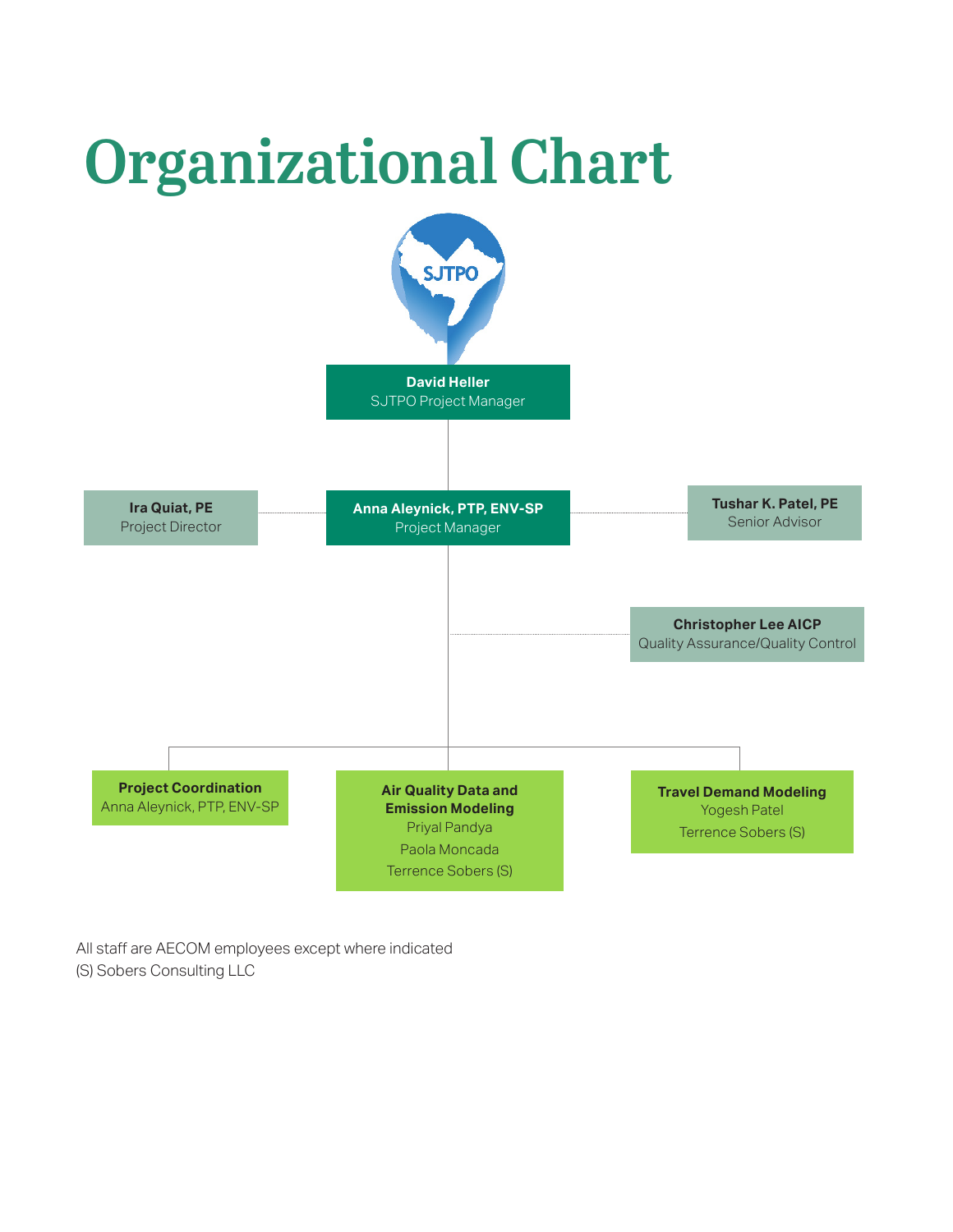# Organizational Chart

SJTPO

**David Heller**
SJTPO Project Manager

**Ira Quiat, PE**
Project Director

**Anna Aleynick, PTP, ENV-SP**
Project Manager

**Tushar K. Patel, PE**
Senior Advisor

**Christopher Lee AICP**
Quality Assurance/Quality Control

**Project Coordination**
Anna Aleynick, PTP, ENV-SP

**Air Quality Data and Emission Modeling**
Priyal Pandya
Paola Moncada
Terrence Sobers (S)

**Travel Demand Modeling**
Yogesh Patel
Terrence Sobers (S)

All staff are AECOM employees except where indicated
(S) Sobers Consulting LLC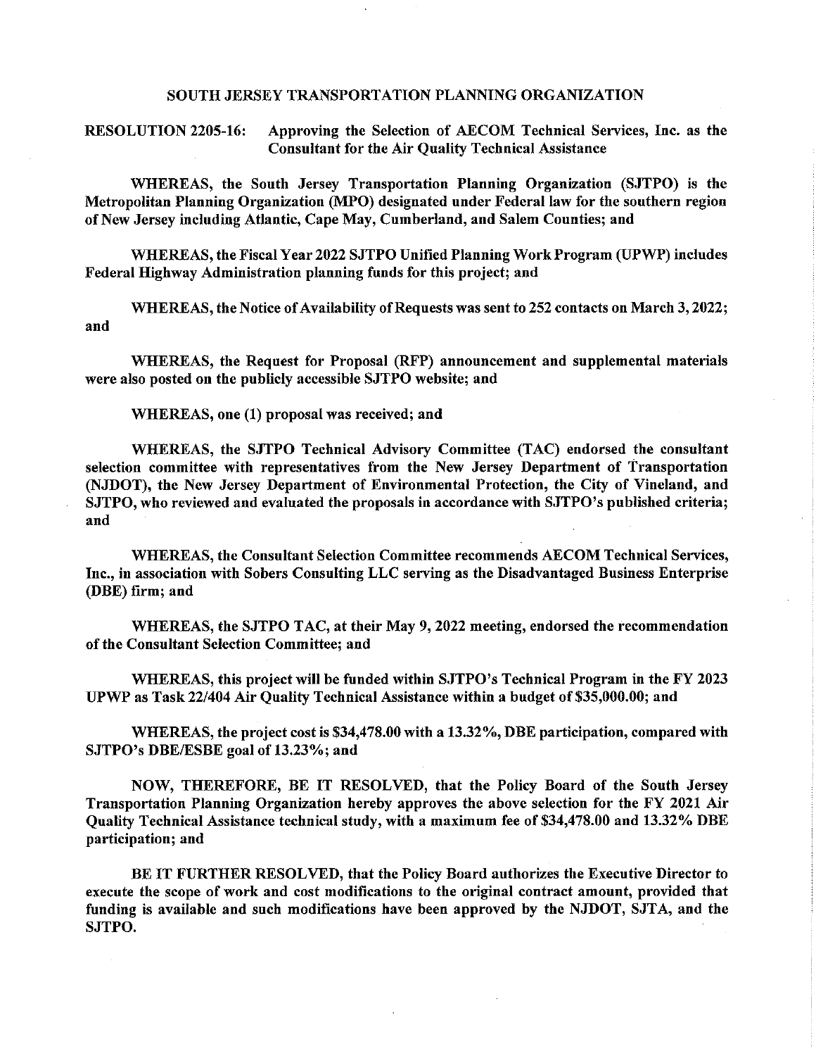# SOUTH JERSEY TRANSPORTATION PLANNING ORGANIZATION

**RESOLUTION 2205-16: Approving the Selection of AECOM Technical Services, Inc. as the Consultant for the Air Quality Technical Assistance**

**WHEREAS, the South Jersey Transportation Planning Organization (SJTPO) is the Metropolitan Planning Organization (MPO) designated under Federal law for the southern region of New Jersey including Atlantic, Cape May, Cumberland, and Salem Counties; and**

**WHEREAS, the Fiscal Year 2022 SJTPO Unified Planning Work Program (UPWP) includes Federal Highway Administration planning funds for this project; and**

**WHEREAS, the Notice of Availability of Requests was sent to 252 contacts on March 3, 2022; and**

**WHEREAS, the Request for Proposal (RFP) announcement and supplemental materials were also posted on the publicly accessible SJTPO website; and**

**WHEREAS, one (1) proposal was received; and**

**WHEREAS, the SJTPO Technical Advisory Committee (TAC) endorsed the consultant selection committee with representatives from the New Jersey Department of Transportation (NJDOT), the New Jersey Department of Environmental Protection, the City of Vineland, and SJTPO, who reviewed and evaluated the proposals in accordance with SJTPO's published criteria; and**

**WHEREAS, the Consultant Selection Committee recommends AECOM Technical Services, Inc., in association with Sobers Consulting LLC serving as the Disadvantaged Business Enterprise (DBE) firm; and**

**WHEREAS, the SJTPO TAC, at their May 9, 2022 meeting, endorsed the recommendation of the Consultant Selection Committee; and**

**WHEREAS, this project will be funded within SJTPO's Technical Program in the FY 2023 UPWP as Task 22/404 Air Quality Technical Assistance within a budget of $35,000.00; and**

**WHEREAS, the project cost is $34,478.00 with a 13.32%, DBE participation, compared with SJTPO's DBE/ESBE goal of 13.23%; and**

**NOW, THEREFORE, BE IT RESOLVED, that the Policy Board of the South Jersey Transportation Planning Organization hereby approves the above selection for the FY 2021 Air Quality Technical Assistance technical study, with a maximum fee of $34,478.00 and 13.32% DBE participation; and**

**BE IT FURTHER RESOLVED, that the Policy Board authorizes the Executive Director to execute the scope of work and cost modifications to the original contract amount, provided that funding is available and such modifications have been approved by the NJDOT, SJTA, and the SJTPO.**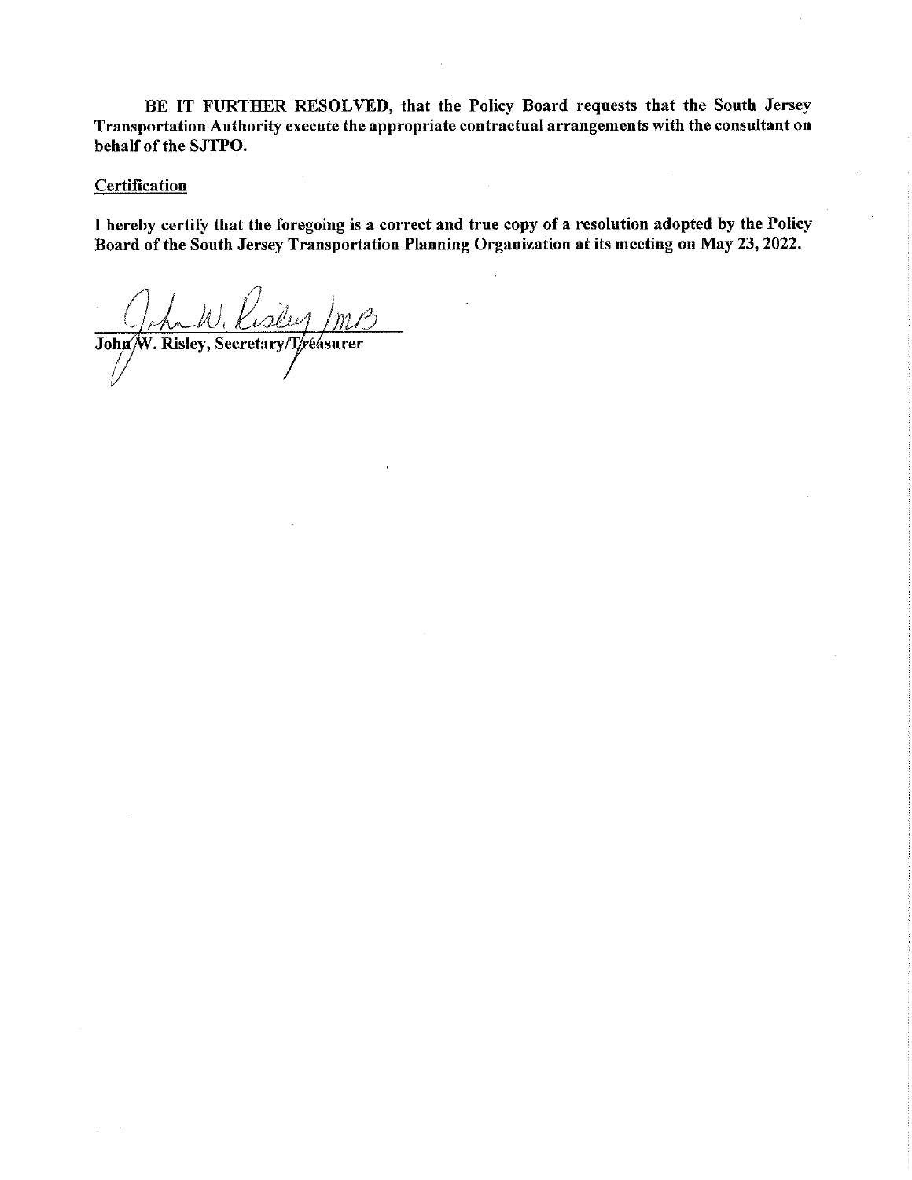**BE IT FURTHER RESOLVED, that the Policy Board requests that the South Jersey Transportation Authority execute the appropriate contractual arrangements with the consultant on behalf of the SJTPO.**

Certification

**I hereby certify that the foregoing is a correct and true copy of a resolution adopted by the Policy Board of the South Jersey Transportation Planning Organization at its meeting on May 23, 2022.**

John W. Risley /mb

**John W. Risley, Secretary/Treasurer**